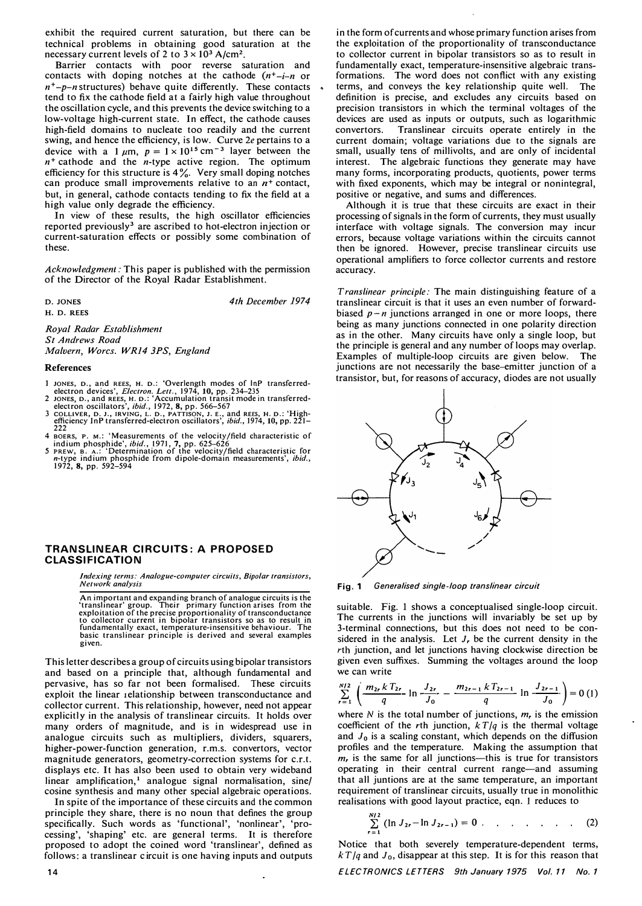exhibit the required current saturation, but there can be technical problems in obtaining good saturation at the necessary current levels of 2 to $3 \times 10^3$ A/cm$^2$.

Barrier contacts with poor reverse saturation and contacts with doping notches at the cathode ($n^+$–$i$–$n$ or $n^+$–$p$–$n$ structures) behave quite differently. These contacts tend to fix the cathode field at a fairly high value throughout the oscillation cycle, and this prevents the device switching to a low-voltage high-current state. In effect, the cathode causes high-field domains to nucleate too readily and the current swing, and hence the efficiency, is low. Curve 2*e* pertains to a device with a 1 $\mu$m, $p = 1 \times 10^{15}$ cm$^{-3}$ layer between the $n^+$ cathode and the $n$-type active region. The optimum efficiency for this structure is 4%. Very small doping notches can produce small improvements relative to an $n^+$ contact, but, in general, cathode contacts tending to fix the field at a high value only degrade the efficiency.

In view of these results, the high oscillator efficiencies reported previously[3] are ascribed to hot-electron injection or current-saturation effects or possibly some combination of these.

*Acknowledgment:* This paper is published with the permission of the Director of the Royal Radar Establishment.

D. JONES
H. D. REES

4th December 1974

*Royal Radar Establishment*
*St Andrews Road*
*Malvern, Worcs. WR14 3PS, England*

### References

1 JONES, D., and REES, H. D.: 'Overlength modes of InP transferred-electron devices', *Electron. Lett.*, 1974, **10**, pp. 234–235
2 JONES, D., and REES, H. D.: 'Accumulation transit mode in transferred-electron oscillators', *ibid.*, 1972, **8**, pp. 566–567
3 COLLIVER, D. J., IRVING, L. D., PATTISON, J. E., and REES, H. D.: 'High-efficiency InP transferred-electron oscillators', *ibid.*, 1974, **10**, pp. 221–222
4 BOERS, P. M.: 'Measurements of the velocity/field characteristic of indium phosphide', *ibid.*, 1971, **7**, pp. 625–626
5 PREW, B. A.: 'Determination of the velocity/field characteristic for $n$-type indium phosphide from dipole-domain measurements', *ibid.*, 1972, **8**, pp. 592–594

## TRANSLINEAR CIRCUITS: A PROPOSED CLASSIFICATION

*Indexing terms: Analogue-computer circuits, Bipolar transistors, Network analysis*

An important and expanding branch of analogue circuits is the 'translinear' group. Their primary function arises from the exploitation of the precise proportionality of transconductance to collector current in bipolar transistors so as to result in fundamentally exact, temperature-insensitive behaviour. The basic translinear principle is derived and several examples given.

This letter describes a group of circuits using bipolar transistors and based on a principle that, although fundamental and pervasive, has so far not been formalised. These circuits exploit the linear relationship between transconductance and collector current. This relationship, however, need not appear explicitly in the analysis of translinear circuits. It holds over many orders of magnitude, and is in widespread use in analogue circuits such as multipliers, dividers, squarers, higher-power-function generation, r.m.s. convertors, vector magnitude generators, geometry-correction systems for c.r.t. displays etc. It has also been used to obtain very wideband linear amplification,[1] analogue signal normalisation, sine/cosine synthesis and many other special algebraic operations.

In spite of the importance of these circuits and the common principle they share, there is no noun that defines the group specifically. Such words as 'functional', 'nonlinear', 'processing', 'shaping' etc. are general terms. It is therefore proposed to adopt the coined word 'translinear', defined as follows: a translinear circuit is one having inputs and outputs in the form of currents and whose primary function arises from the exploitation of the proportionality of transconductance to collector current in bipolar transistors so as to result in fundamentally exact, temperature-insensitive algebraic transformations. The word does not conflict with any existing terms, and conveys the key relationship quite well. The definition is precise, and excludes any circuits based on precision transistors in which the terminal voltages of the devices are used as inputs or outputs, such as logarithmic convertors. Translinear circuits operate entirely in the current domain; voltage variations due to the signals are small, usually tens of millivolts, and are only of incidental interest. The algebraic functions they generate may have many forms, incorporating products, quotients, power terms with fixed exponents, which may be integral or nonintegral, positive or negative, and sums and differences.

Although it is true that these circuits are exact in their processing of signals in the form of currents, they must usually interface with voltage signals. The conversion may incur errors, because voltage variations within the circuits cannot then be ignored. However, precise translinear circuits use operational amplifiers to force collector currents and restore accuracy.

*Translinear principle:* The main distinguishing feature of a translinear circuit is that it uses an even number of forward-biased $p-n$ junctions arranged in one or more loops, there being as many junctions connected in one polarity direction as in the other. Many circuits have only a single loop, but the principle is general and any number of loops may overlap. Examples of multiple-loop circuits are given below. The junctions are not necessarily the base–emitter junction of a transistor, but, for reasons of accuracy, diodes are not usually suitable. Fig. 1 shows a conceptualised single-loop circuit. The currents in the junctions will invariably be set up by 3-terminal connections, but this does not need to be considered in the analysis. Let $J_r$ be the current density in the $r$th junction, and let junctions having clockwise direction be given even suffixes. Summing the voltages around the loop we can write

**Fig. 1** *Generalised single-loop translinear circuit*

$$\sum_{r=1}^{N/2} \left( \frac{m_{2r} \, k T_{2r}}{q} \ln \frac{J_{2r}}{J_0} - \frac{m_{2r-1} \, k T_{2r-1}}{q} \ln \frac{J_{2r-1}}{J_0} \right) = 0 \quad (1)$$

where $N$ is the total number of junctions, $m_r$ is the emission coefficient of the $r$th junction, $kT/q$ is the thermal voltage and $J_0$ is a scaling constant, which depends on the diffusion profiles and the temperature. Making the assumption that $m_r$ is the same for all junctions—this is true for transistors operating in their central current range—and assuming that all juntions are at the same temperature, an important requirement of translinear circuits, usually true in monolithic realisations with good layout practice, eqn. 1 reduces to

$$\sum_{r=1}^{N/2} (\ln J_{2r} - \ln J_{2r-1}) = 0 \quad . \quad . \quad . \quad . \quad . \quad . \quad . \quad (2)$$

Notice that both severely temperature-dependent terms, $kT/q$ and $J_0$, disappear at this step. It is for this reason that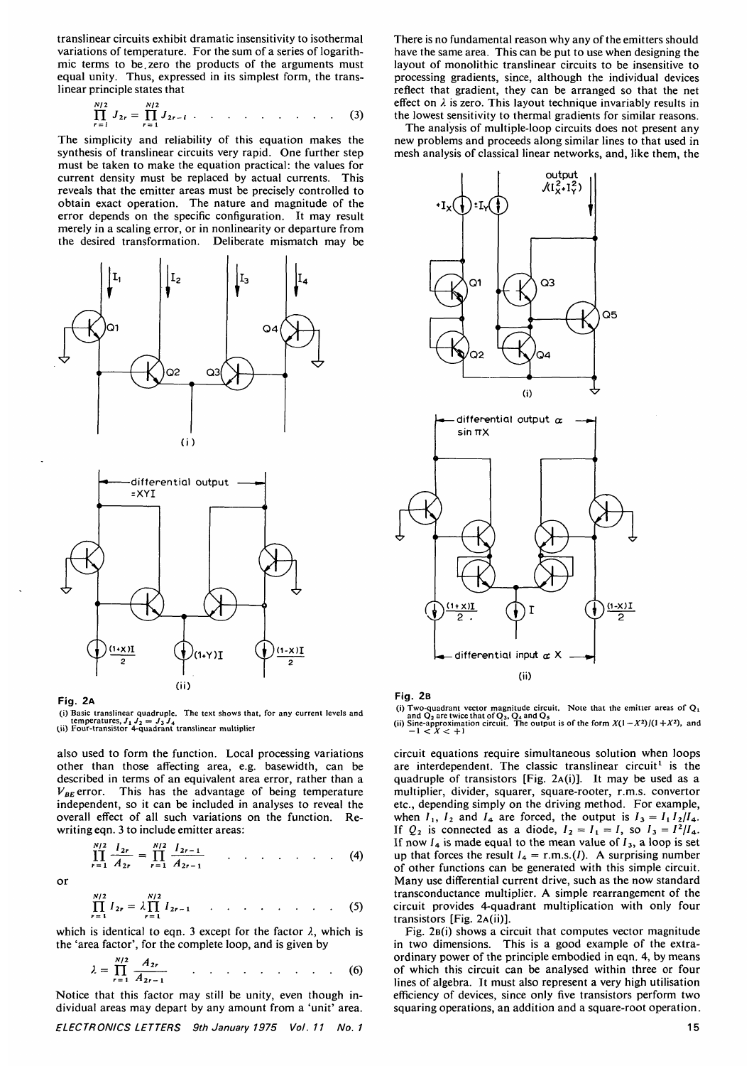translinear circuits exhibit dramatic insensitivity to isothermal variations of temperature. For the sum of a series of logarithmic terms to be zero the products of the arguments must equal unity. Thus, expressed in its simplest form, the translinear principle states that

$$\prod_{r=1}^{N/2} J_{2r} = \prod_{r=1}^{N/2} J_{2r-1} \quad \ldots \ldots \ldots \quad (3)$$

The simplicity and reliability of this equation makes the synthesis of translinear circuits very rapid. One further step must be taken to make the equation practical: the values for current density must be replaced by actual currents. This reveals that the emitter areas must be precisely controlled to obtain exact operation. The nature and magnitude of the error depends on the specific configuration. It may result merely in a scaling error, or in nonlinearity or departure from the desired transformation. Deliberate mismatch may be also used to form the function. Local processing variations other than those affecting area, e.g. basewidth, can be described in terms of an equivalent area error, rather than a $V_{BE}$ error. This has the advantage of being temperature independent, so it can be included in analyses to reveal the overall effect of all such variations on the function. Rewriting eqn. 3 to include emitter areas:

$$\prod_{r=1}^{N/2} \frac{I_{2r}}{A_{2r}} = \prod_{r=1}^{N/2} \frac{I_{2r-1}}{A_{2r-1}} \quad \ldots \ldots \quad (4)$$

or

$$\prod_{r=1}^{N/2} I_{2r} = \lambda \prod_{r=1}^{N/2} I_{2r-1} \quad \ldots \ldots \ldots \quad (5)$$

which is identical to eqn. 3 except for the factor $\lambda$, which is the 'area factor', for the complete loop, and is given by

$$\lambda = \prod_{r=1}^{N/2} \frac{A_{2r}}{A_{2r-1}} \quad \ldots \ldots \ldots \quad (6)$$

Notice that this factor may still be unity, even though individual areas may depart by any amount from a 'unit' area. There is no fundamental reason why any of the emitters should have the same area. This can be put to use when designing the layout of monolithic translinear circuits to be insensitive to processing gradients, since, although the individual devices reflect that gradient, they can be arranged so that the net effect on $\lambda$ is zero. This layout technique invariably results in the lowest sensitivity to thermal gradients for similar reasons.

The analysis of multiple-loop circuits does not present any new problems and proceeds along similar lines to that used in mesh analysis of classical linear networks, and, like them, the circuit equations require simultaneous solution when loops are interdependent. The classic translinear circuit[1] is the quadruple of transistors [Fig. 2A(i)]. It may be used as a multiplier, divider, squarer, square-rooter, r.m.s. convertor etc., depending simply on the driving method. For example, when $I_1$, $I_2$ and $I_4$ are forced, the output is $I_3 = I_1 I_2 / I_4$. If $Q_2$ is connected as a diode, $I_2 = I_1 = I$, so $I_3 = I^2/I_4$. If now $I_4$ is made equal to the mean value of $I_3$, a loop is set up that forces the result $I_4 =$ r.m.s.$(I)$. A surprising number of other functions can be generated with this simple circuit. Many use differential current drive, such as the now standard transconductance multiplier. A simple rearrangement of the circuit provides 4-quadrant multiplication with only four transistors [Fig. 2A(ii)].

Fig. 2B(i) shows a circuit that computes vector magnitude in two dimensions. This is a good example of the extraordinary power of the principle embodied in eqn. 4, by means of which this circuit can be analysed within three or four lines of algebra. It must also represent a very high utilisation efficiency of devices, since only five transistors perform two squaring operations, an addition and a square-root operation.

**Fig. 2A**

(i) Basic translinear quadruple. The text shows that, for any current levels and temperatures, $J_1 J_2 = J_3 J_4$
(ii) Four-transistor 4-quadrant translinear multiplier

**Fig. 2B**

(i) Two-quadrant vector magnitude circuit. Note that the emitter areas of $Q_1$ and $Q_2$ are twice that of $Q_3$, $Q_4$ and $Q_5$
(ii) Sine-approximation circuit. The output is of the form $X(1-X^2)/(1+X^2)$, and $-1 < X < +1$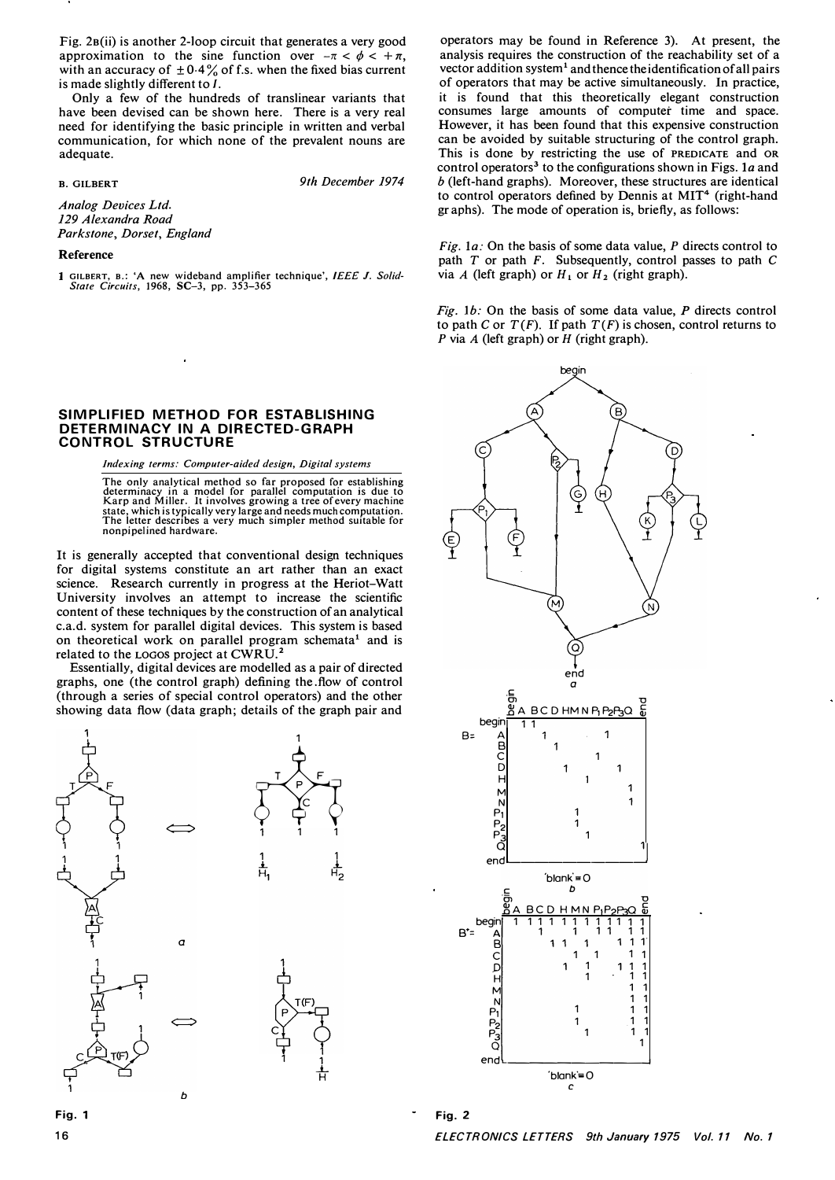Fig. 2B(ii) is another 2-loop circuit that generates a very good approximation to the sine function over $-\pi < \phi < +\pi$, with an accuracy of $\pm 0.4\%$ of f.s. when the fixed bias current is made slightly different to $I$.

Only a few of the hundreds of translinear variants that have been devised can be shown here. There is a very real need for identifying the basic principle in written and verbal communication, for which none of the prevalent nouns are adequate.

B. GILBERT

9th December 1974

*Analog Devices Ltd.*
*129 Alexandra Road*
*Parkstone, Dorset, England*

**Reference**

1 GILBERT, B.: 'A new wideband amplifier technique', *IEEE J. Solid-State Circuits*, 1968, SC-3, pp. 353–365

## SIMPLIFIED METHOD FOR ESTABLISHING DETERMINACY IN A DIRECTED-GRAPH CONTROL STRUCTURE

*Indexing terms: Computer-aided design, Digital systems*

The only analytical method so far proposed for establishing determinacy in a model for parallel computation is due to Karp and Miller. It involves growing a tree of every machine state, which is typically very large and needs much computation. The letter describes a very much simpler method suitable for nonpipelined hardware.

It is generally accepted that conventional design techniques for digital systems constitute an art rather than an exact science. Research currently in progress at the Heriot-Watt University involves an attempt to increase the scientific content of these techniques by the construction of an analytical c.a.d. system for parallel digital devices. This system is based on theoretical work on parallel program schemata[1] and is related to the LOGOS project at CWRU.[2]

Essentially, digital devices are modelled as a pair of directed graphs, one (the control graph) defining the flow of control (through a series of special control operators) and the other showing data flow (data graph; details of the graph pair and operators may be found in Reference 3). At present, the analysis requires the construction of the reachability set of a vector addition system[1] and thence the identification of all pairs of operators that may be active simultaneously. In practice, it is found that this theoretically elegant construction consumes large amounts of computer time and space. However, it has been found that this expensive construction can be avoided by suitable structuring of the control graph. This is done by restricting the use of PREDICATE and OR control operators[3] to the configurations shown in Figs. 1*a* and *b* (left-hand graphs). Moreover, these structures are identical to control operators defined by Dennis at MIT[4] (right-hand graphs). The mode of operation is, briefly, as follows:

*Fig. 1a:* On the basis of some data value, $P$ directs control to path $T$ or path $F$. Subsequently, control passes to path $C$ via $A$ (left graph) or $H_1$ or $H_2$ (right graph).

*Fig. 1b:* On the basis of some data value, $P$ directs control to path $C$ or $T(F)$. If path $T(F)$ is chosen, control returns to $P$ via $A$ (left graph) or $H$ (right graph).

**Fig. 1**

**Fig. 2**